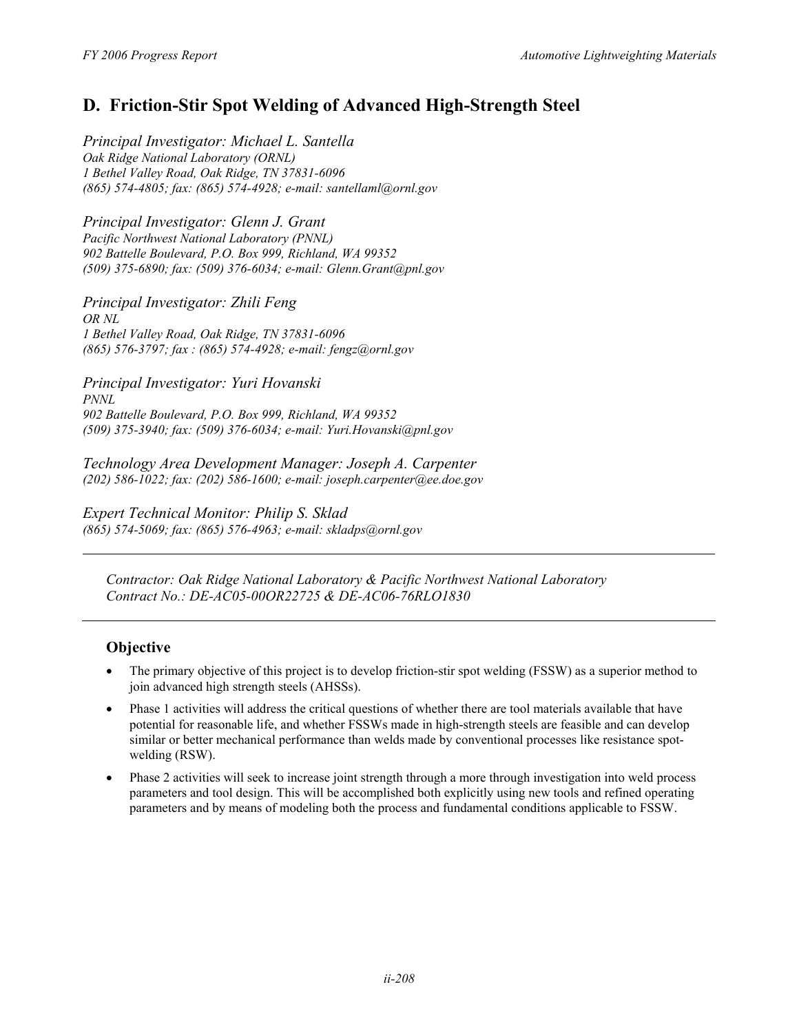## D. Friction-Stir Spot Welding of Advanced High-Strength Steel

*Principal Investigator: Michael L. Santella*
*Oak Ridge National Laboratory (ORNL)*
*1 Bethel Valley Road, Oak Ridge, TN 37831-6096*
*(865) 574-4805; fax: (865) 574-4928; e-mail: santellaml@ornl.gov*

*Principal Investigator: Glenn J. Grant*
*Pacific Northwest National Laboratory (PNNL)*
*902 Battelle Boulevard, P.O. Box 999, Richland, WA 99352*
*(509) 375-6890; fax: (509) 376-6034; e-mail: Glenn.Grant@pnl.gov*

*Principal Investigator: Zhili Feng*
*OR NL*
*1 Bethel Valley Road, Oak Ridge, TN 37831-6096*
*(865) 576-3797; fax : (865) 574-4928; e-mail: fengz@ornl.gov*

*Principal Investigator: Yuri Hovanski*
*PNNL*
*902 Battelle Boulevard, P.O. Box 999, Richland, WA 99352*
*(509) 375-3940; fax: (509) 376-6034; e-mail: Yuri.Hovanski@pnl.gov*

*Technology Area Development Manager: Joseph A. Carpenter*
*(202) 586-1022; fax: (202) 586-1600; e-mail: joseph.carpenter@ee.doe.gov*

*Expert Technical Monitor: Philip S. Sklad*
*(865) 574-5069; fax: (865) 576-4963; e-mail: skladps@ornl.gov*

---

*Contractor: Oak Ridge National Laboratory & Pacific Northwest National Laboratory*
*Contract No.: DE-AC05-00OR22725 & DE-AC06-76RLO1830*

---

### Objective

- The primary objective of this project is to develop friction-stir spot welding (FSSW) as a superior method to join advanced high strength steels (AHSSs).
- Phase 1 activities will address the critical questions of whether there are tool materials available that have potential for reasonable life, and whether FSSWs made in high-strength steels are feasible and can develop similar or better mechanical performance than welds made by conventional processes like resistance spot-welding (RSW).
- Phase 2 activities will seek to increase joint strength through a more through investigation into weld process parameters and tool design. This will be accomplished both explicitly using new tools and refined operating parameters and by means of modeling both the process and fundamental conditions applicable to FSSW.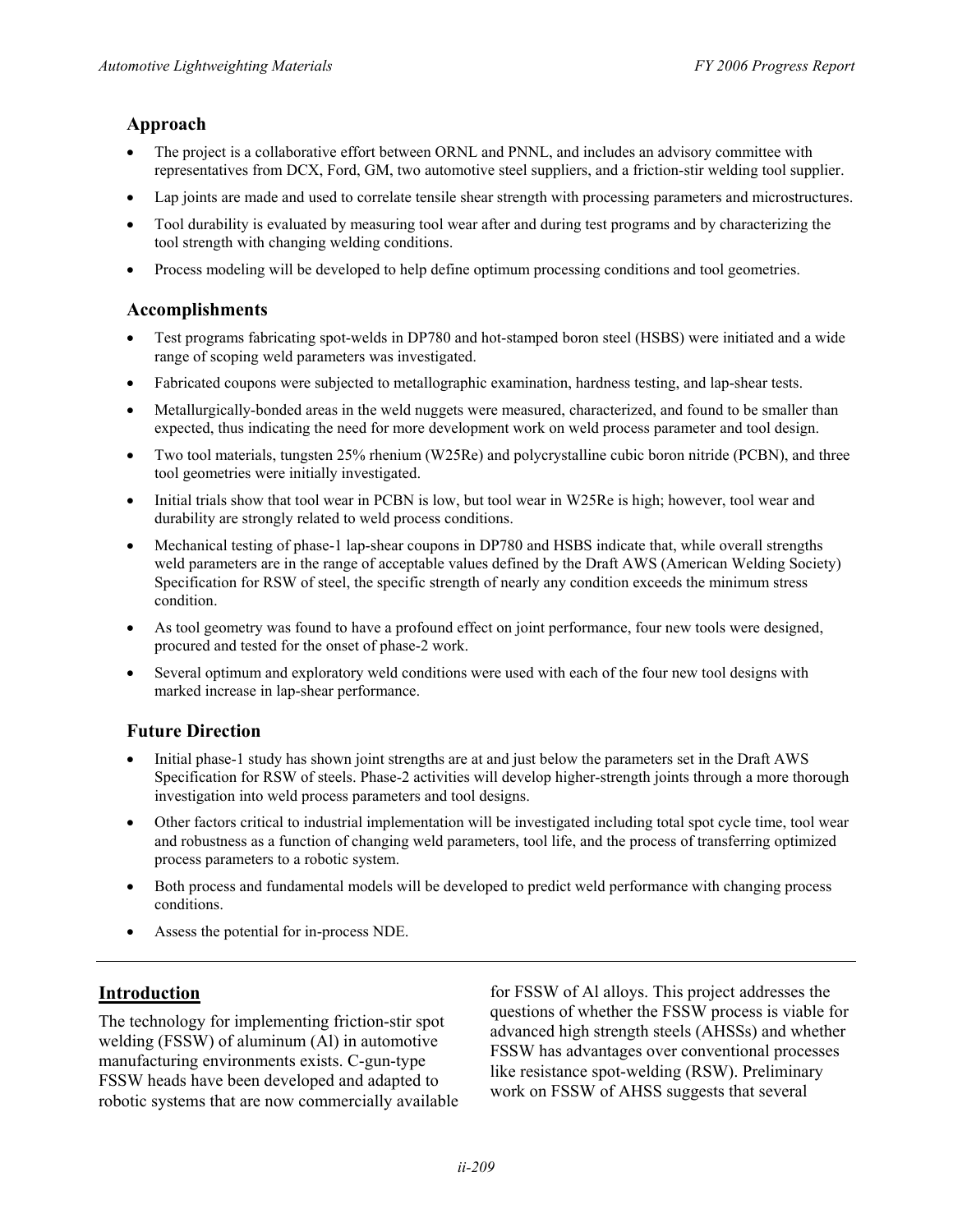## Approach

- The project is a collaborative effort between ORNL and PNNL, and includes an advisory committee with representatives from DCX, Ford, GM, two automotive steel suppliers, and a friction-stir welding tool supplier.
- Lap joints are made and used to correlate tensile shear strength with processing parameters and microstructures.
- Tool durability is evaluated by measuring tool wear after and during test programs and by characterizing the tool strength with changing welding conditions.
- Process modeling will be developed to help define optimum processing conditions and tool geometries.

## Accomplishments

- Test programs fabricating spot-welds in DP780 and hot-stamped boron steel (HSBS) were initiated and a wide range of scoping weld parameters was investigated.
- Fabricated coupons were subjected to metallographic examination, hardness testing, and lap-shear tests.
- Metallurgically-bonded areas in the weld nuggets were measured, characterized, and found to be smaller than expected, thus indicating the need for more development work on weld process parameter and tool design.
- Two tool materials, tungsten 25% rhenium (W25Re) and polycrystalline cubic boron nitride (PCBN), and three tool geometries were initially investigated.
- Initial trials show that tool wear in PCBN is low, but tool wear in W25Re is high; however, tool wear and durability are strongly related to weld process conditions.
- Mechanical testing of phase-1 lap-shear coupons in DP780 and HSBS indicate that, while overall strengths weld parameters are in the range of acceptable values defined by the Draft AWS (American Welding Society) Specification for RSW of steel, the specific strength of nearly any condition exceeds the minimum stress condition.
- As tool geometry was found to have a profound effect on joint performance, four new tools were designed, procured and tested for the onset of phase-2 work.
- Several optimum and exploratory weld conditions were used with each of the four new tool designs with marked increase in lap-shear performance.

## Future Direction

- Initial phase-1 study has shown joint strengths are at and just below the parameters set in the Draft AWS Specification for RSW of steels. Phase-2 activities will develop higher-strength joints through a more thorough investigation into weld process parameters and tool designs.
- Other factors critical to industrial implementation will be investigated including total spot cycle time, tool wear and robustness as a function of changing weld parameters, tool life, and the process of transferring optimized process parameters to a robotic system.
- Both process and fundamental models will be developed to predict weld performance with changing process conditions.
- Assess the potential for in-process NDE.

---

## Introduction

The technology for implementing friction-stir spot welding (FSSW) of aluminum (Al) in automotive manufacturing environments exists. C-gun-type FSSW heads have been developed and adapted to robotic systems that are now commercially available for FSSW of Al alloys. This project addresses the questions of whether the FSSW process is viable for advanced high strength steels (AHSSs) and whether FSSW has advantages over conventional processes like resistance spot-welding (RSW). Preliminary work on FSSW of AHSS suggests that several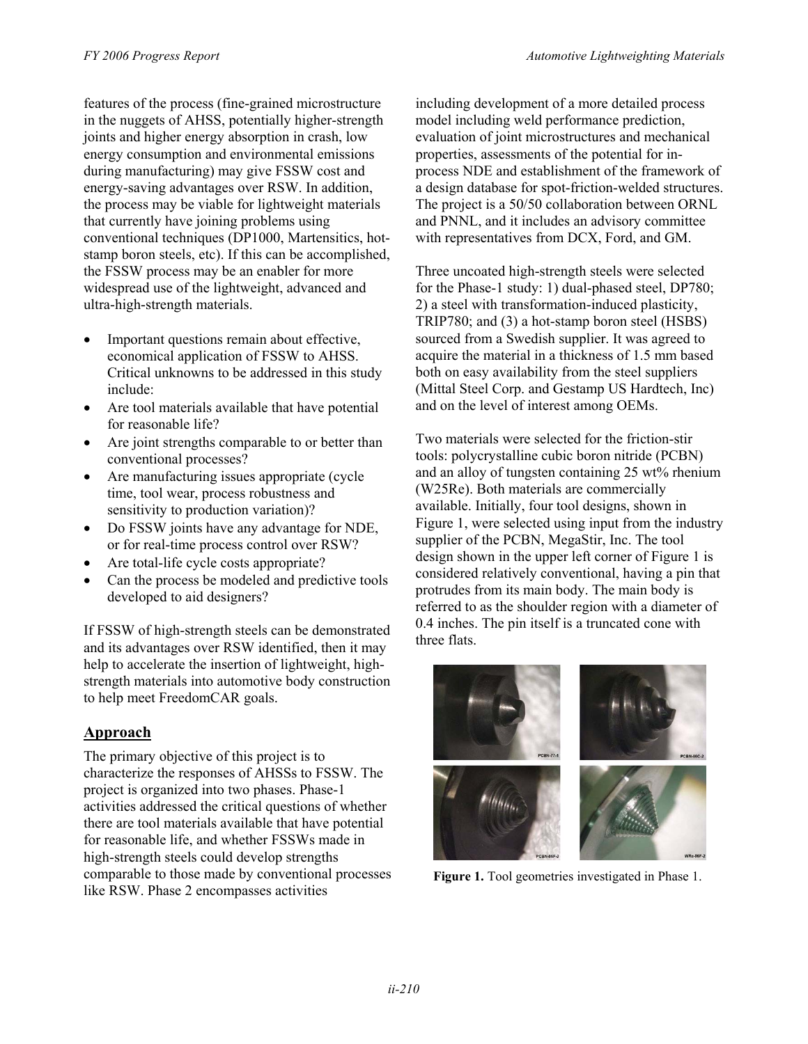features of the process (fine-grained microstructure in the nuggets of AHSS, potentially higher-strength joints and higher energy absorption in crash, low energy consumption and environmental emissions during manufacturing) may give FSSW cost and energy-saving advantages over RSW. In addition, the process may be viable for lightweight materials that currently have joining problems using conventional techniques (DP1000, Martensitics, hot-stamp boron steels, etc). If this can be accomplished, the FSSW process may be an enabler for more widespread use of the lightweight, advanced and ultra-high-strength materials.

- Important questions remain about effective, economical application of FSSW to AHSS. Critical unknowns to be addressed in this study include:
- Are tool materials available that have potential for reasonable life?
- Are joint strengths comparable to or better than conventional processes?
- Are manufacturing issues appropriate (cycle time, tool wear, process robustness and sensitivity to production variation)?
- Do FSSW joints have any advantage for NDE, or for real-time process control over RSW?
- Are total-life cycle costs appropriate?
- Can the process be modeled and predictive tools developed to aid designers?

If FSSW of high-strength steels can be demonstrated and its advantages over RSW identified, then it may help to accelerate the insertion of lightweight, high-strength materials into automotive body construction to help meet FreedomCAR goals.

## Approach

The primary objective of this project is to characterize the responses of AHSSs to FSSW. The project is organized into two phases. Phase-1 activities addressed the critical questions of whether there are tool materials available that have potential for reasonable life, and whether FSSWs made in high-strength steels could develop strengths comparable to those made by conventional processes like RSW. Phase 2 encompasses activities including development of a more detailed process model including weld performance prediction, evaluation of joint microstructures and mechanical properties, assessments of the potential for in-process NDE and establishment of the framework of a design database for spot-friction-welded structures. The project is a 50/50 collaboration between ORNL and PNNL, and it includes an advisory committee with representatives from DCX, Ford, and GM.

Three uncoated high-strength steels were selected for the Phase-1 study: 1) dual-phased steel, DP780; 2) a steel with transformation-induced plasticity, TRIP780; and (3) a hot-stamp boron steel (HSBS) sourced from a Swedish supplier. It was agreed to acquire the material in a thickness of 1.5 mm based both on easy availability from the steel suppliers (Mittal Steel Corp. and Gestamp US Hardtech, Inc) and on the level of interest among OEMs.

Two materials were selected for the friction-stir tools: polycrystalline cubic boron nitride (PCBN) and an alloy of tungsten containing 25 wt% rhenium (W25Re). Both materials are commercially available. Initially, four tool designs, shown in Figure 1, were selected using input from the industry supplier of the PCBN, MegaStir, Inc. The tool design shown in the upper left corner of Figure 1 is considered relatively conventional, having a pin that protrudes from its main body. The main body is referred to as the shoulder region with a diameter of 0.4 inches. The pin itself is a truncated cone with three flats.

**Figure 1.** Tool geometries investigated in Phase 1.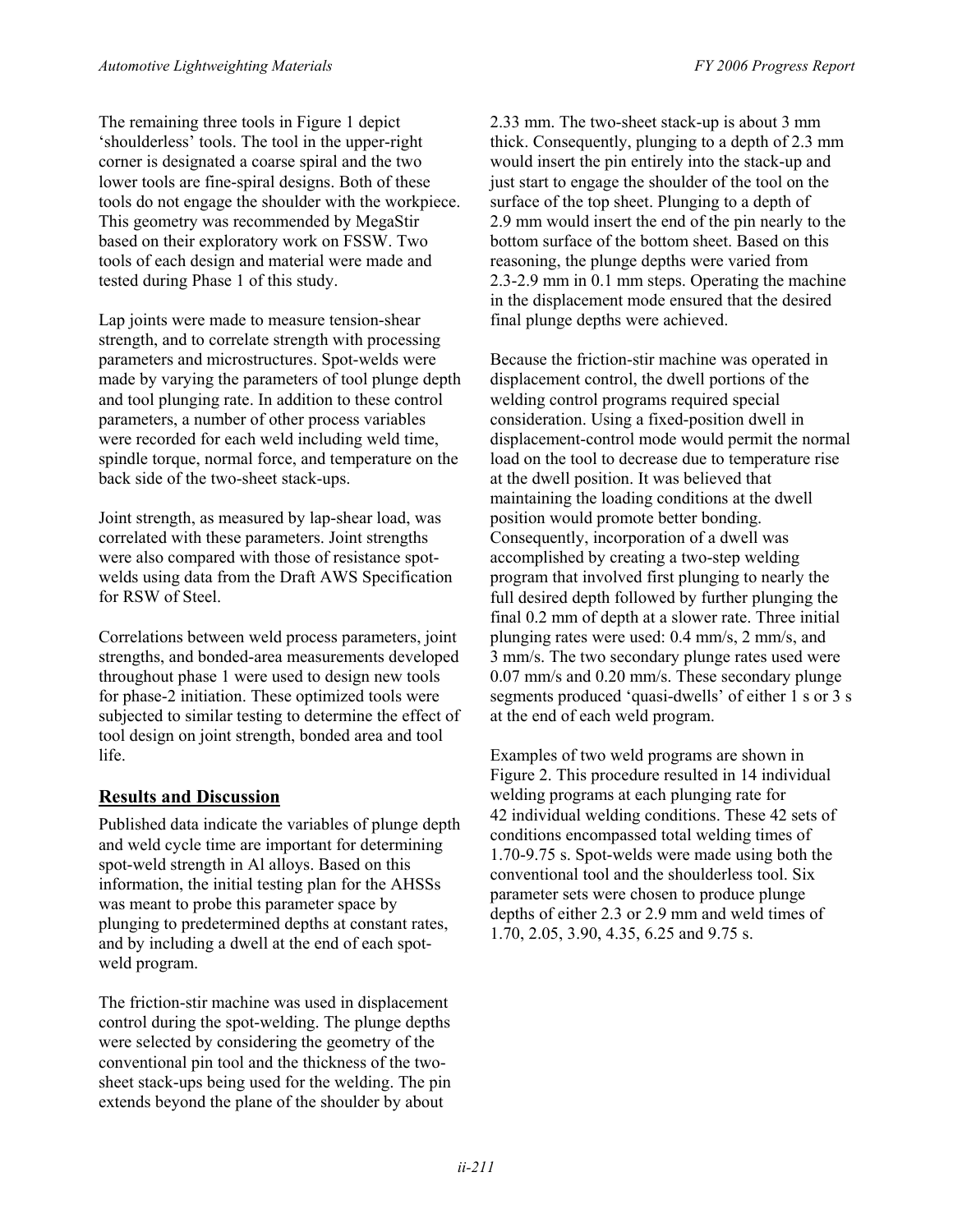The remaining three tools in Figure 1 depict 'shoulderless' tools. The tool in the upper-right corner is designated a coarse spiral and the two lower tools are fine-spiral designs. Both of these tools do not engage the shoulder with the workpiece. This geometry was recommended by MegaStir based on their exploratory work on FSSW. Two tools of each design and material were made and tested during Phase 1 of this study.

Lap joints were made to measure tension-shear strength, and to correlate strength with processing parameters and microstructures. Spot-welds were made by varying the parameters of tool plunge depth and tool plunging rate. In addition to these control parameters, a number of other process variables were recorded for each weld including weld time, spindle torque, normal force, and temperature on the back side of the two-sheet stack-ups.

Joint strength, as measured by lap-shear load, was correlated with these parameters. Joint strengths were also compared with those of resistance spot-welds using data from the Draft AWS Specification for RSW of Steel.

Correlations between weld process parameters, joint strengths, and bonded-area measurements developed throughout phase 1 were used to design new tools for phase-2 initiation. These optimized tools were subjected to similar testing to determine the effect of tool design on joint strength, bonded area and tool life.

## Results and Discussion

Published data indicate the variables of plunge depth and weld cycle time are important for determining spot-weld strength in Al alloys. Based on this information, the initial testing plan for the AHSSs was meant to probe this parameter space by plunging to predetermined depths at constant rates, and by including a dwell at the end of each spot-weld program.

The friction-stir machine was used in displacement control during the spot-welding. The plunge depths were selected by considering the geometry of the conventional pin tool and the thickness of the two-sheet stack-ups being used for the welding. The pin extends beyond the plane of the shoulder by about 2.33 mm. The two-sheet stack-up is about 3 mm thick. Consequently, plunging to a depth of 2.3 mm would insert the pin entirely into the stack-up and just start to engage the shoulder of the tool on the surface of the top sheet. Plunging to a depth of 2.9 mm would insert the end of the pin nearly to the bottom surface of the bottom sheet. Based on this reasoning, the plunge depths were varied from 2.3-2.9 mm in 0.1 mm steps. Operating the machine in the displacement mode ensured that the desired final plunge depths were achieved.

Because the friction-stir machine was operated in displacement control, the dwell portions of the welding control programs required special consideration. Using a fixed-position dwell in displacement-control mode would permit the normal load on the tool to decrease due to temperature rise at the dwell position. It was believed that maintaining the loading conditions at the dwell position would promote better bonding. Consequently, incorporation of a dwell was accomplished by creating a two-step welding program that involved first plunging to nearly the full desired depth followed by further plunging the final 0.2 mm of depth at a slower rate. Three initial plunging rates were used: 0.4 mm/s, 2 mm/s, and 3 mm/s. The two secondary plunge rates used were 0.07 mm/s and 0.20 mm/s. These secondary plunge segments produced 'quasi-dwells' of either 1 s or 3 s at the end of each weld program.

Examples of two weld programs are shown in Figure 2. This procedure resulted in 14 individual welding programs at each plunging rate for 42 individual welding conditions. These 42 sets of conditions encompassed total welding times of 1.70-9.75 s. Spot-welds were made using both the conventional tool and the shoulderless tool. Six parameter sets were chosen to produce plunge depths of either 2.3 or 2.9 mm and weld times of 1.70, 2.05, 3.90, 4.35, 6.25 and 9.75 s.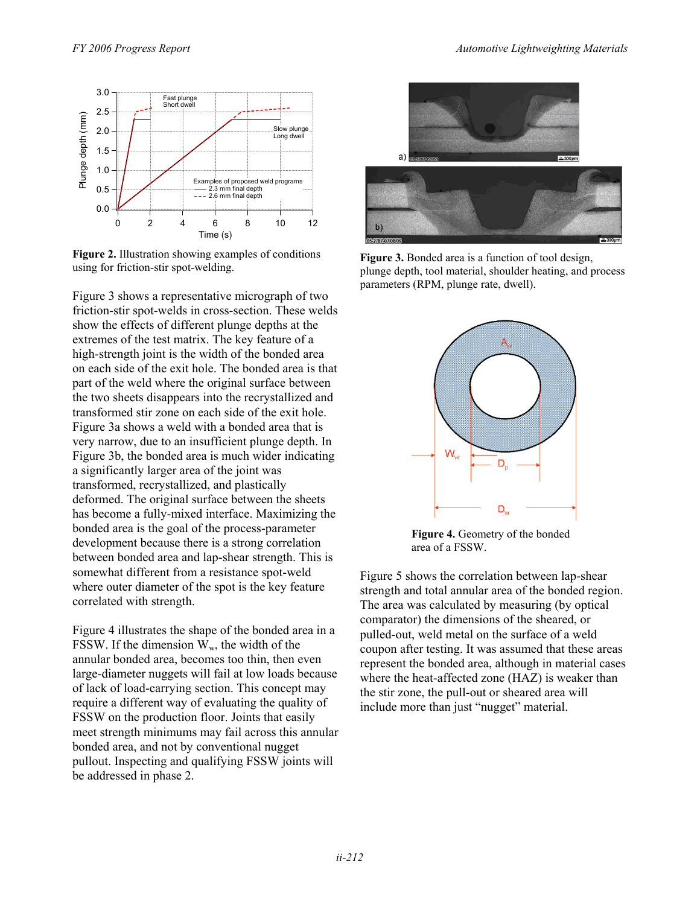**Figure 2.** Illustration showing examples of conditions using for friction-stir spot-welding.

Figure 3 shows a representative micrograph of two friction-stir spot-welds in cross-section. These welds show the effects of different plunge depths at the extremes of the test matrix. The key feature of a high-strength joint is the width of the bonded area on each side of the exit hole. The bonded area is that part of the weld where the original surface between the two sheets disappears into the recrystallized and transformed stir zone on each side of the exit hole. Figure 3a shows a weld with a bonded area that is very narrow, due to an insufficient plunge depth. In Figure 3b, the bonded area is much wider indicating a significantly larger area of the joint was transformed, recrystallized, and plastically deformed. The original surface between the sheets has become a fully-mixed interface. Maximizing the bonded area is the goal of the process-parameter development because there is a strong correlation between bonded area and lap-shear strength. This is somewhat different from a resistance spot-weld where outer diameter of the spot is the key feature correlated with strength.

Figure 4 illustrates the shape of the bonded area in a FSSW. If the dimension $W_w$, the width of the annular bonded area, becomes too thin, then even large-diameter nuggets will fail at low loads because of lack of load-carrying section. This concept may require a different way of evaluating the quality of FSSW on the production floor. Joints that easily meet strength minimums may fail across this annular bonded area, and not by conventional nugget pullout. Inspecting and qualifying FSSW joints will be addressed in phase 2.

**Figure 3.** Bonded area is a function of tool design, plunge depth, tool material, shoulder heating, and process parameters (RPM, plunge rate, dwell).

**Figure 4.** Geometry of the bonded area of a FSSW.

Figure 5 shows the correlation between lap-shear strength and total annular area of the bonded region. The area was calculated by measuring (by optical comparator) the dimensions of the sheared, or pulled-out, weld metal on the surface of a weld coupon after testing. It was assumed that these areas represent the bonded area, although in material cases where the heat-affected zone (HAZ) is weaker than the stir zone, the pull-out or sheared area will include more than just "nugget" material.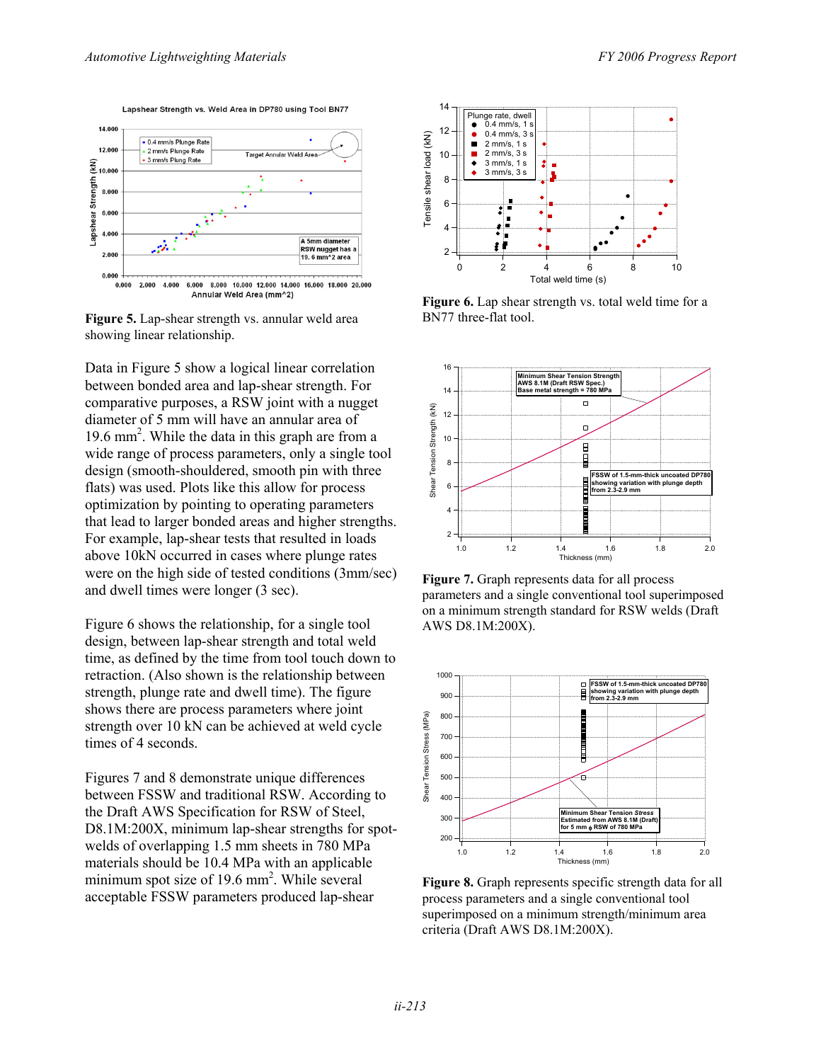**Figure 5.** Lap-shear strength vs. annular weld area showing linear relationship.

Data in Figure 5 show a logical linear correlation between bonded area and lap-shear strength. For comparative purposes, a RSW joint with a nugget diameter of 5 mm will have an annular area of 19.6 $mm^2$. While the data in this graph are from a wide range of process parameters, only a single tool design (smooth-shouldered, smooth pin with three flats) was used. Plots like this allow for process optimization by pointing to operating parameters that lead to larger bonded areas and higher strengths. For example, lap-shear tests that resulted in loads above 10kN occurred in cases where plunge rates were on the high side of tested conditions (3mm/sec) and dwell times were longer (3 sec).

Figure 6 shows the relationship, for a single tool design, between lap-shear strength and total weld time, as defined by the time from tool touch down to retraction. (Also shown is the relationship between strength, plunge rate and dwell time). The figure shows there are process parameters where joint strength over 10 kN can be achieved at weld cycle times of 4 seconds.

Figures 7 and 8 demonstrate unique differences between FSSW and traditional RSW. According to the Draft AWS Specification for RSW of Steel, D8.1M:200X, minimum lap-shear strengths for spot-welds of overlapping 1.5 mm sheets in 780 MPa materials should be 10.4 MPa with an applicable minimum spot size of 19.6 $mm^2$. While several acceptable FSSW parameters produced lap-shear

**Figure 6.** Lap shear strength vs. total weld time for a BN77 three-flat tool.

**Figure 7.** Graph represents data for all process parameters and a single conventional tool superimposed on a minimum strength standard for RSW welds (Draft AWS D8.1M:200X).

**Figure 8.** Graph represents specific strength data for all process parameters and a single conventional tool superimposed on a minimum strength/minimum area criteria (Draft AWS D8.1M:200X).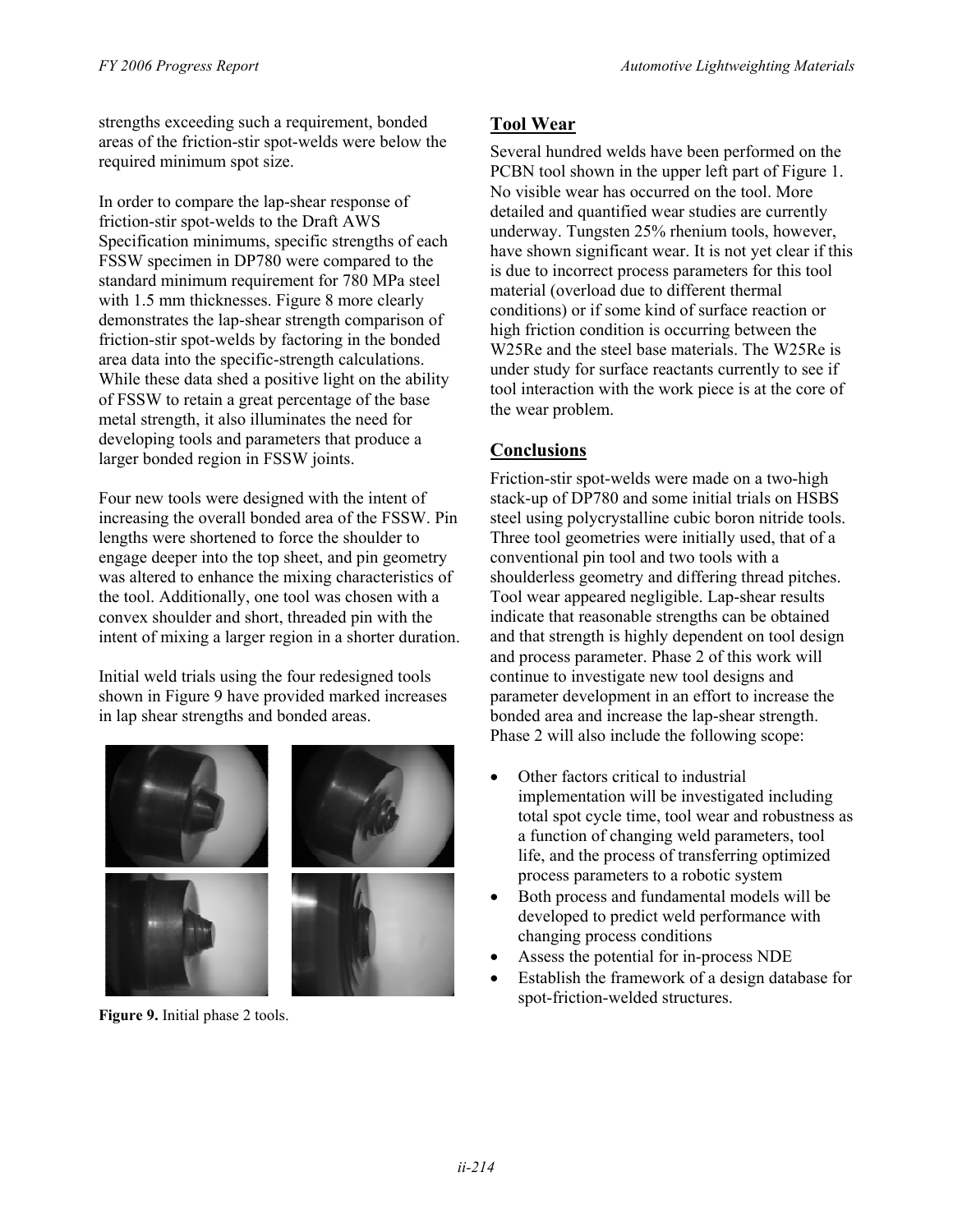strengths exceeding such a requirement, bonded areas of the friction-stir spot-welds were below the required minimum spot size.

In order to compare the lap-shear response of friction-stir spot-welds to the Draft AWS Specification minimums, specific strengths of each FSSW specimen in DP780 were compared to the standard minimum requirement for 780 MPa steel with 1.5 mm thicknesses. Figure 8 more clearly demonstrates the lap-shear strength comparison of friction-stir spot-welds by factoring in the bonded area data into the specific-strength calculations. While these data shed a positive light on the ability of FSSW to retain a great percentage of the base metal strength, it also illuminates the need for developing tools and parameters that produce a larger bonded region in FSSW joints.

Four new tools were designed with the intent of increasing the overall bonded area of the FSSW. Pin lengths were shortened to force the shoulder to engage deeper into the top sheet, and pin geometry was altered to enhance the mixing characteristics of the tool. Additionally, one tool was chosen with a convex shoulder and short, threaded pin with the intent of mixing a larger region in a shorter duration.

Initial weld trials using the four redesigned tools shown in Figure 9 have provided marked increases in lap shear strengths and bonded areas.

**Figure 9.** Initial phase 2 tools.

## Tool Wear

Several hundred welds have been performed on the PCBN tool shown in the upper left part of Figure 1. No visible wear has occurred on the tool. More detailed and quantified wear studies are currently underway. Tungsten 25% rhenium tools, however, have shown significant wear. It is not yet clear if this is due to incorrect process parameters for this tool material (overload due to different thermal conditions) or if some kind of surface reaction or high friction condition is occurring between the W25Re and the steel base materials. The W25Re is under study for surface reactants currently to see if tool interaction with the work piece is at the core of the wear problem.

## Conclusions

Friction-stir spot-welds were made on a two-high stack-up of DP780 and some initial trials on HSBS steel using polycrystalline cubic boron nitride tools. Three tool geometries were initially used, that of a conventional pin tool and two tools with a shoulderless geometry and differing thread pitches. Tool wear appeared negligible. Lap-shear results indicate that reasonable strengths can be obtained and that strength is highly dependent on tool design and process parameter. Phase 2 of this work will continue to investigate new tool designs and parameter development in an effort to increase the bonded area and increase the lap-shear strength. Phase 2 will also include the following scope:

- Other factors critical to industrial implementation will be investigated including total spot cycle time, tool wear and robustness as a function of changing weld parameters, tool life, and the process of transferring optimized process parameters to a robotic system
- Both process and fundamental models will be developed to predict weld performance with changing process conditions
- Assess the potential for in-process NDE
- Establish the framework of a design database for spot-friction-welded structures.